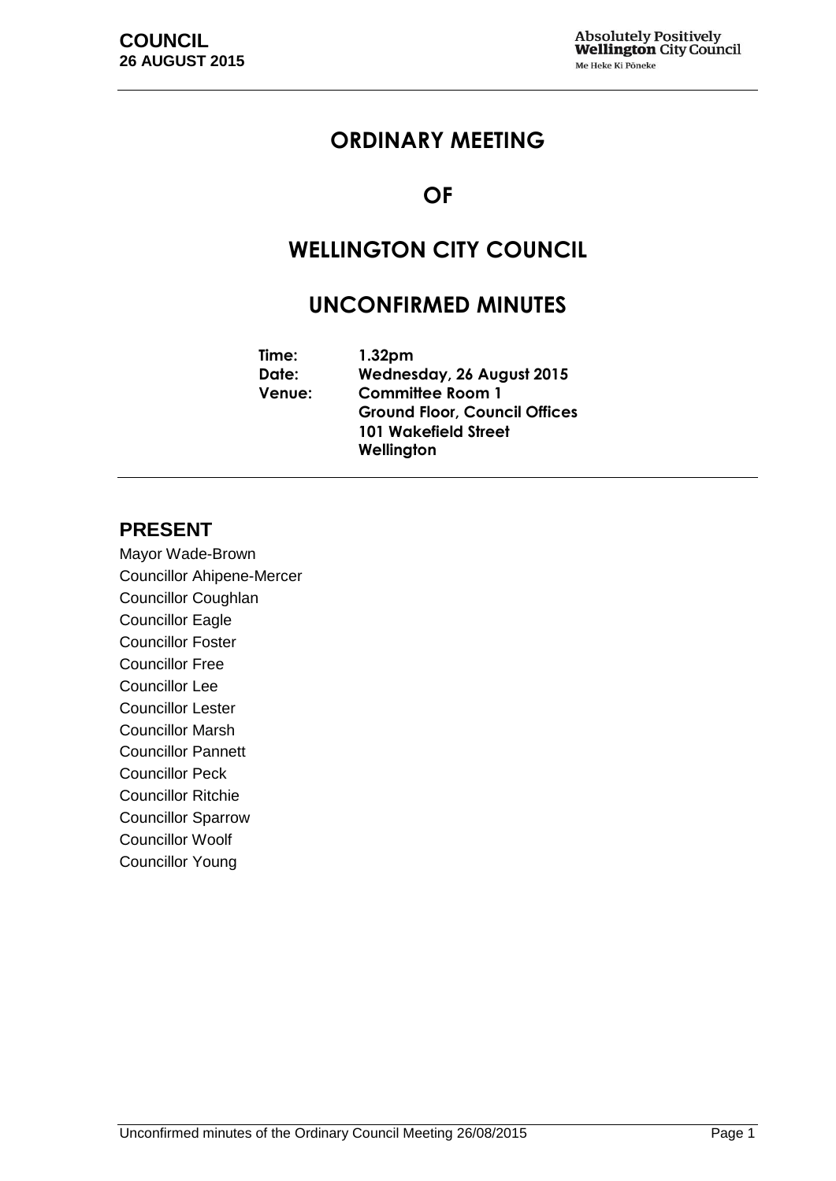# ORDINARY MEETING

# OF

# WELLINGTON CITY COUNCIL

# UNCONFIRMED MINUTES

**Time:** 1.32pm
**Date:** Wednesday, 26 August 2015
**Venue:** Committee Room 1
Ground Floor, Council Offices
101 Wakefield Street
Wellington

## PRESENT

Mayor Wade-Brown
Councillor Ahipene-Mercer
Councillor Coughlan
Councillor Eagle
Councillor Foster
Councillor Free
Councillor Lee
Councillor Lester
Councillor Marsh
Councillor Pannett
Councillor Peck
Councillor Ritchie
Councillor Sparrow
Councillor Woolf
Councillor Young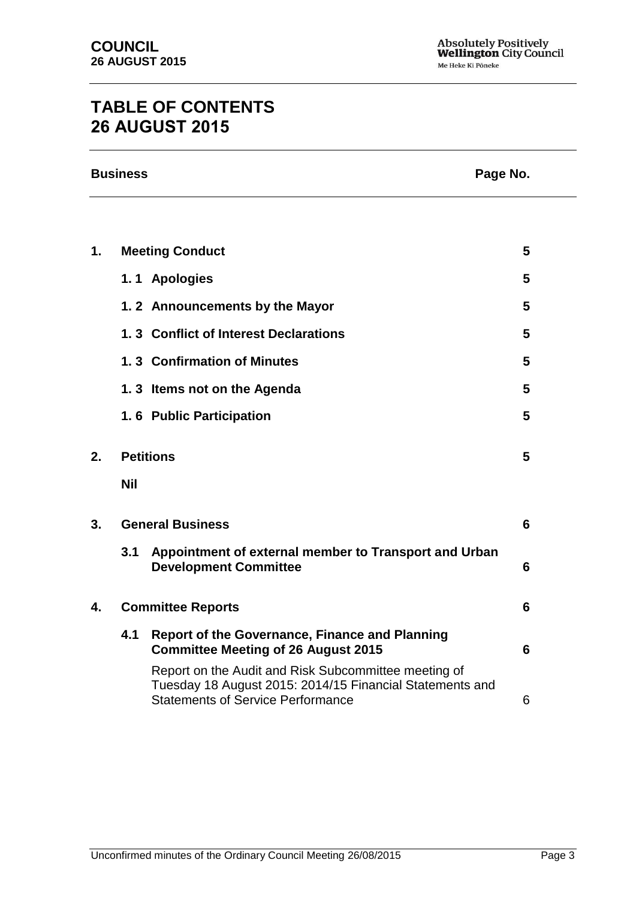# TABLE OF CONTENTS
# 26 AUGUST 2015

| Business | | | Page No. |
| --- | --- | --- | --- |
| **1.** | **Meeting Conduct** | | **5** |
| | **1. 1** | **Apologies** | **5** |
| | **1. 2** | **Announcements by the Mayor** | **5** |
| | **1. 3** | **Conflict of Interest Declarations** | **5** |
| | **1. 3** | **Confirmation of Minutes** | **5** |
| | **1. 3** | **Items not on the Agenda** | **5** |
| | **1. 6** | **Public Participation** | **5** |
| **2.** | **Petitions** | | **5** |
| | **Nil** | | |
| **3.** | **General Business** | | **6** |
| | **3.1** | **Appointment of external member to Transport and Urban Development Committee** | **6** |
| **4.** | **Committee Reports** | | **6** |
| | **4.1** | **Report of the Governance, Finance and Planning Committee Meeting of 26 August 2015** | **6** |
| | | Report on the Audit and Risk Subcommittee meeting of Tuesday 18 August 2015: 2014/15 Financial Statements and Statements of Service Performance | 6 |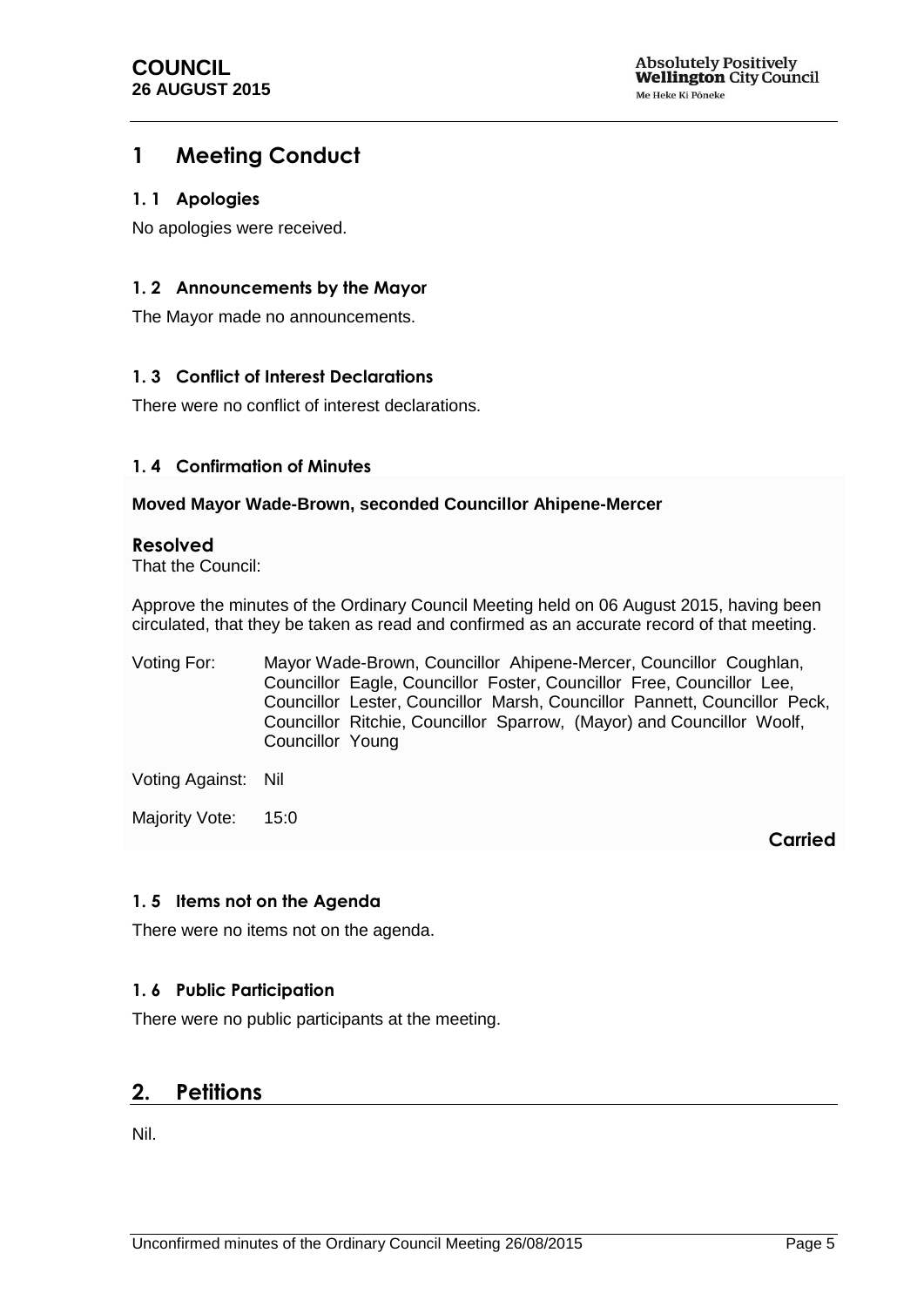# 1 Meeting Conduct

## 1. 1 Apologies

No apologies were received.

## 1. 2 Announcements by the Mayor

The Mayor made no announcements.

## 1. 3 Conflict of Interest Declarations

There were no conflict of interest declarations.

## 1. 4 Confirmation of Minutes

**Moved Mayor Wade-Brown, seconded Councillor Ahipene-Mercer**

### Resolved

That the Council:

Approve the minutes of the Ordinary Council Meeting held on 06 August 2015, having been circulated, that they be taken as read and confirmed as an accurate record of that meeting.

| | |
|---|---|
| Voting For: | Mayor Wade-Brown, Councillor Ahipene-Mercer, Councillor Coughlan, Councillor Eagle, Councillor Foster, Councillor Free, Councillor Lee, Councillor Lester, Councillor Marsh, Councillor Pannett, Councillor Peck, Councillor Ritchie, Councillor Sparrow, (Mayor) and Councillor Woolf, Councillor Young |
| Voting Against: | Nil |
| Majority Vote: | 15:0 |

**Carried**

## 1. 5 Items not on the Agenda

There were no items not on the agenda.

## 1. 6 Public Participation

There were no public participants at the meeting.

# 2. Petitions

Nil.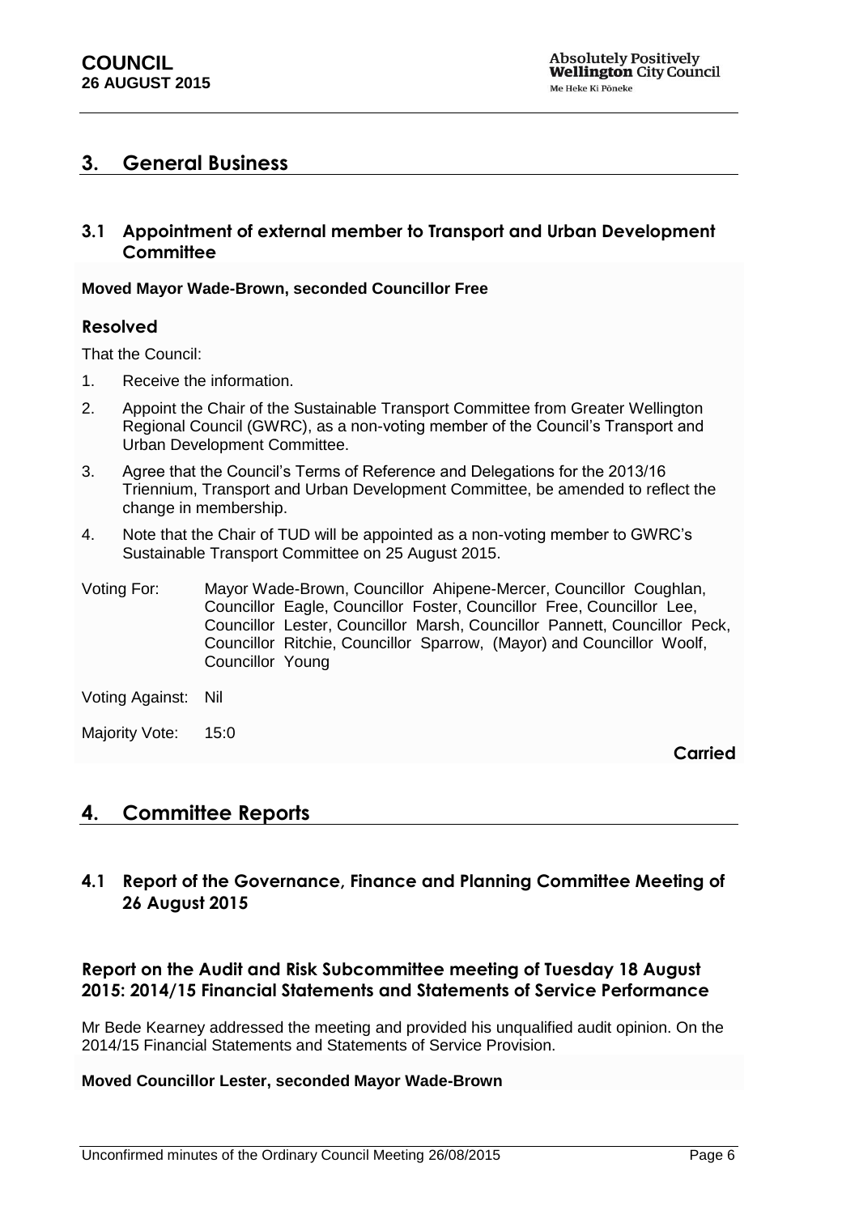## 3. General Business

### 3.1 Appointment of external member to Transport and Urban Development Committee

**Moved Mayor Wade-Brown, seconded Councillor Free**

#### Resolved

That the Council:

1. Receive the information.
2. Appoint the Chair of the Sustainable Transport Committee from Greater Wellington Regional Council (GWRC), as a non-voting member of the Council's Transport and Urban Development Committee.
3. Agree that the Council's Terms of Reference and Delegations for the 2013/16 Triennium, Transport and Urban Development Committee, be amended to reflect the change in membership.
4. Note that the Chair of TUD will be appointed as a non-voting member to GWRC's Sustainable Transport Committee on 25 August 2015.

Voting For: Mayor Wade-Brown, Councillor Ahipene-Mercer, Councillor Coughlan, Councillor Eagle, Councillor Foster, Councillor Free, Councillor Lee, Councillor Lester, Councillor Marsh, Councillor Pannett, Councillor Peck, Councillor Ritchie, Councillor Sparrow, (Mayor) and Councillor Woolf, Councillor Young

Voting Against: Nil

Majority Vote: 15:0

**Carried**

## 4. Committee Reports

### 4.1 Report of the Governance, Finance and Planning Committee Meeting of 26 August 2015

#### Report on the Audit and Risk Subcommittee meeting of Tuesday 18 August 2015: 2014/15 Financial Statements and Statements of Service Performance

Mr Bede Kearney addressed the meeting and provided his unqualified audit opinion. On the 2014/15 Financial Statements and Statements of Service Provision.

**Moved Councillor Lester, seconded Mayor Wade-Brown**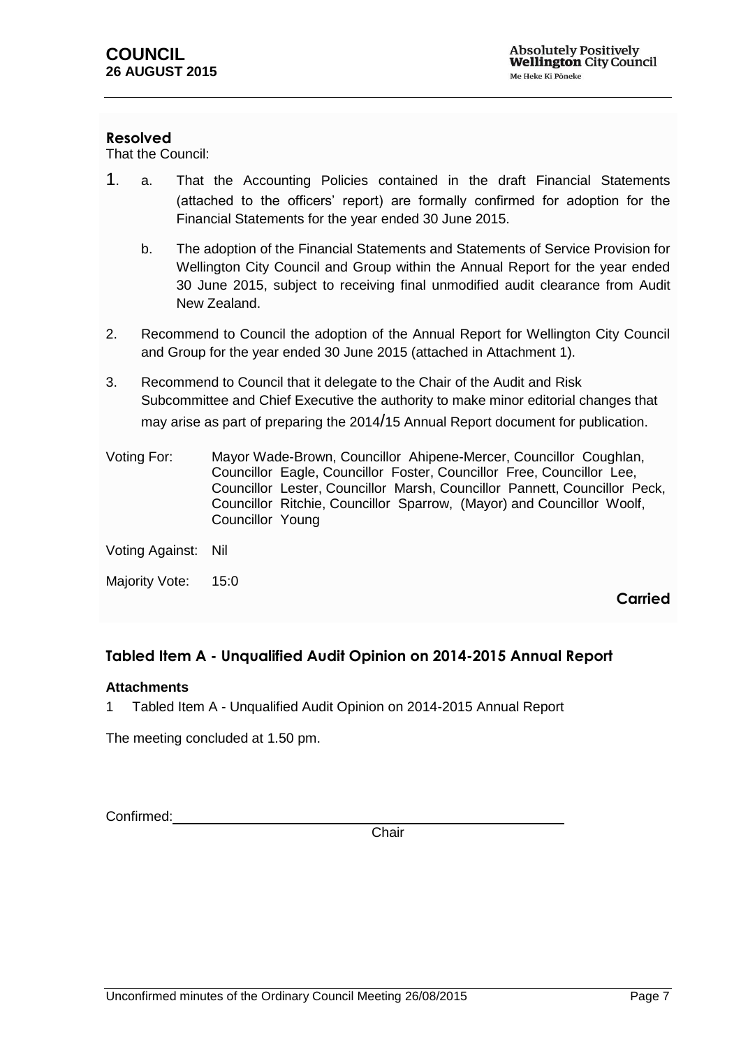### Resolved

That the Council:

1. a. That the Accounting Policies contained in the draft Financial Statements (attached to the officers' report) are formally confirmed for adoption for the Financial Statements for the year ended 30 June 2015.

   b. The adoption of the Financial Statements and Statements of Service Provision for Wellington City Council and Group within the Annual Report for the year ended 30 June 2015, subject to receiving final unmodified audit clearance from Audit New Zealand.

2. Recommend to Council the adoption of the Annual Report for Wellington City Council and Group for the year ended 30 June 2015 (attached in Attachment 1).

3. Recommend to Council that it delegate to the Chair of the Audit and Risk Subcommittee and Chief Executive the authority to make minor editorial changes that may arise as part of preparing the 2014/15 Annual Report document for publication.

Voting For: Mayor Wade-Brown, Councillor Ahipene-Mercer, Councillor Coughlan, Councillor Eagle, Councillor Foster, Councillor Free, Councillor Lee, Councillor Lester, Councillor Marsh, Councillor Pannett, Councillor Peck, Councillor Ritchie, Councillor Sparrow, (Mayor) and Councillor Woolf, Councillor Young

Voting Against: Nil

Majority Vote: 15:0

**Carried**

## Tabled Item A - Unqualified Audit Opinion on 2014-2015 Annual Report

**Attachments**

1 Tabled Item A - Unqualified Audit Opinion on 2014-2015 Annual Report

The meeting concluded at 1.50 pm.

Confirmed: ______________________________

Chair